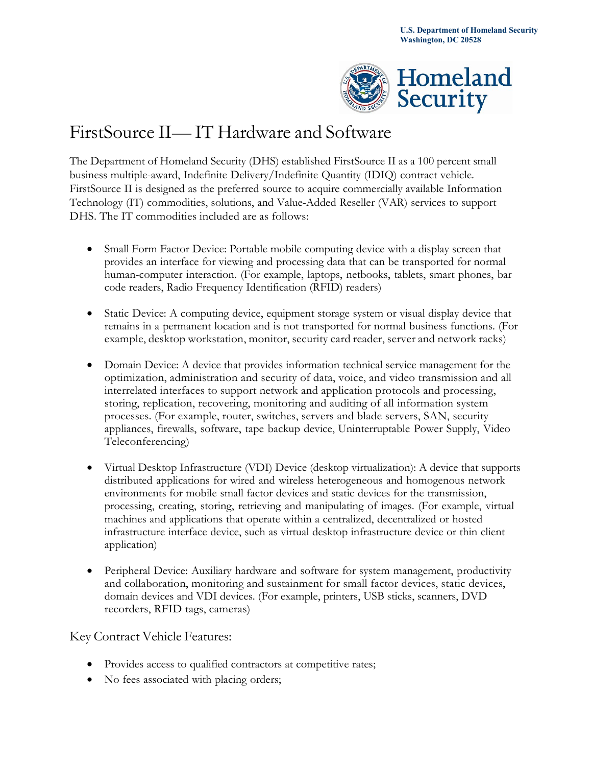**U.S. Department of Homeland Security**
**Washington, DC 20528**

# FirstSource II— IT Hardware and Software

The Department of Homeland Security (DHS) established FirstSource II as a 100 percent small business multiple-award, Indefinite Delivery/Indefinite Quantity (IDIQ) contract vehicle. FirstSource II is designed as the preferred source to acquire commercially available Information Technology (IT) commodities, solutions, and Value-Added Reseller (VAR) services to support DHS. The IT commodities included are as follows:

- Small Form Factor Device: Portable mobile computing device with a display screen that provides an interface for viewing and processing data that can be transported for normal human-computer interaction. (For example, laptops, netbooks, tablets, smart phones, bar code readers, Radio Frequency Identification (RFID) readers)

- Static Device: A computing device, equipment storage system or visual display device that remains in a permanent location and is not transported for normal business functions. (For example, desktop workstation, monitor, security card reader, server and network racks)

- Domain Device: A device that provides information technical service management for the optimization, administration and security of data, voice, and video transmission and all interrelated interfaces to support network and application protocols and processing, storing, replication, recovering, monitoring and auditing of all information system processes. (For example, router, switches, servers and blade servers, SAN, security appliances, firewalls, software, tape backup device, Uninterruptable Power Supply, Video Teleconferencing)

- Virtual Desktop Infrastructure (VDI) Device (desktop virtualization): A device that supports distributed applications for wired and wireless heterogeneous and homogenous network environments for mobile small factor devices and static devices for the transmission, processing, creating, storing, retrieving and manipulating of images. (For example, virtual machines and applications that operate within a centralized, decentralized or hosted infrastructure interface device, such as virtual desktop infrastructure device or thin client application)

- Peripheral Device: Auxiliary hardware and software for system management, productivity and collaboration, monitoring and sustainment for small factor devices, static devices, domain devices and VDI devices. (For example, printers, USB sticks, scanners, DVD recorders, RFID tags, cameras)

## Key Contract Vehicle Features:

- Provides access to qualified contractors at competitive rates;
- No fees associated with placing orders;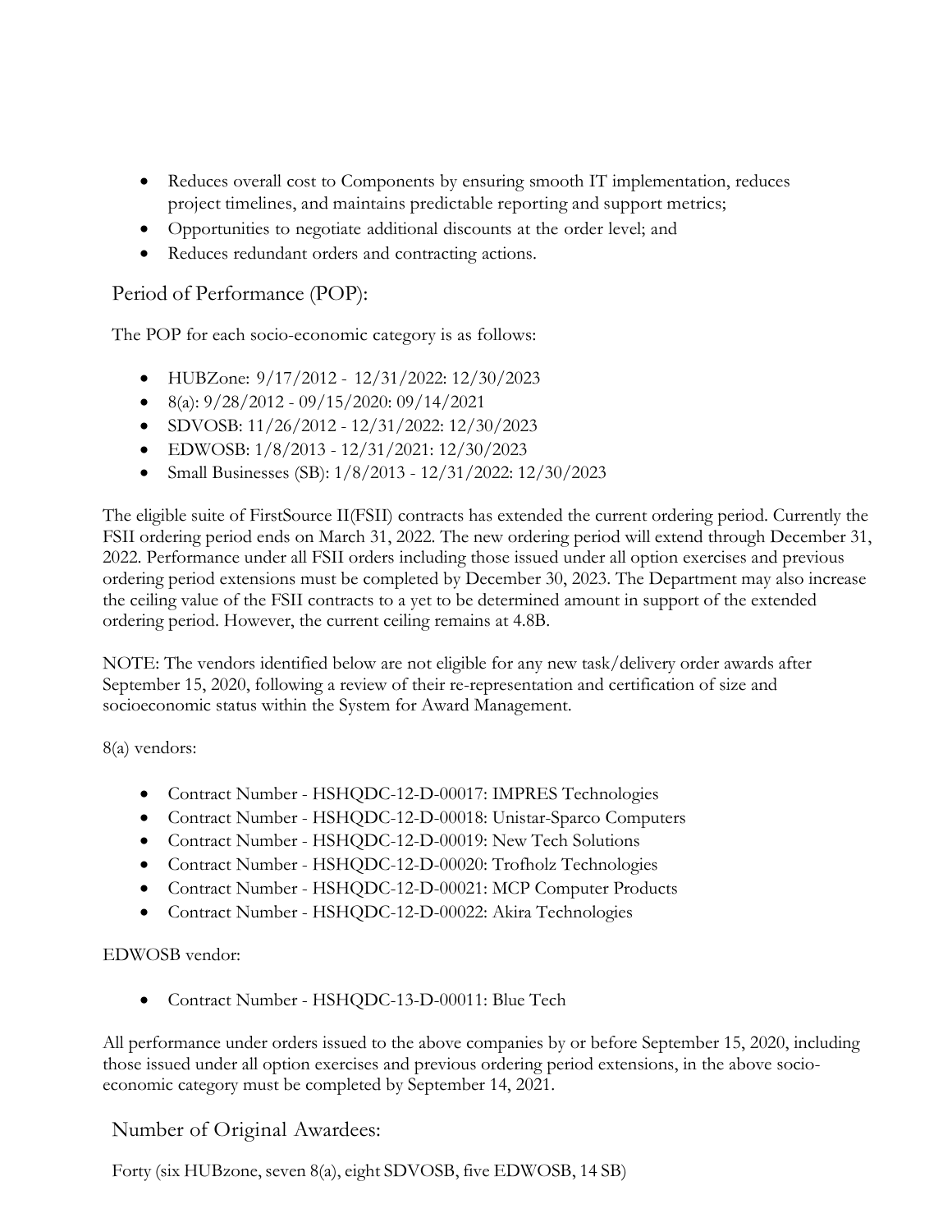- Reduces overall cost to Components by ensuring smooth IT implementation, reduces project timelines, and maintains predictable reporting and support metrics;
- Opportunities to negotiate additional discounts at the order level; and
- Reduces redundant orders and contracting actions.

## Period of Performance (POP):

The POP for each socio-economic category is as follows:

- HUBZone: 9/17/2012 - 12/31/2022: 12/30/2023
- 8(a): 9/28/2012 - 09/15/2020: 09/14/2021
- SDVOSB: 11/26/2012 - 12/31/2022: 12/30/2023
- EDWOSB: 1/8/2013 - 12/31/2021: 12/30/2023
- Small Businesses (SB): 1/8/2013 - 12/31/2022: 12/30/2023

The eligible suite of FirstSource II(FSII) contracts has extended the current ordering period. Currently the FSII ordering period ends on March 31, 2022. The new ordering period will extend through December 31, 2022. Performance under all FSII orders including those issued under all option exercises and previous ordering period extensions must be completed by December 30, 2023. The Department may also increase the ceiling value of the FSII contracts to a yet to be determined amount in support of the extended ordering period. However, the current ceiling remains at 4.8B.

NOTE: The vendors identified below are not eligible for any new task/delivery order awards after September 15, 2020, following a review of their re-representation and certification of size and socioeconomic status within the System for Award Management.

8(a) vendors:

- Contract Number - HSHQDC-12-D-00017: IMPRES Technologies
- Contract Number - HSHQDC-12-D-00018: Unistar-Sparco Computers
- Contract Number - HSHQDC-12-D-00019: New Tech Solutions
- Contract Number - HSHQDC-12-D-00020: Trofholz Technologies
- Contract Number - HSHQDC-12-D-00021: MCP Computer Products
- Contract Number - HSHQDC-12-D-00022: Akira Technologies

EDWOSB vendor:

- Contract Number - HSHQDC-13-D-00011: Blue Tech

All performance under orders issued to the above companies by or before September 15, 2020, including those issued under all option exercises and previous ordering period extensions, in the above socio-economic category must be completed by September 14, 2021.

## Number of Original Awardees:

Forty (six HUBzone, seven 8(a), eight SDVOSB, five EDWOSB, 14 SB)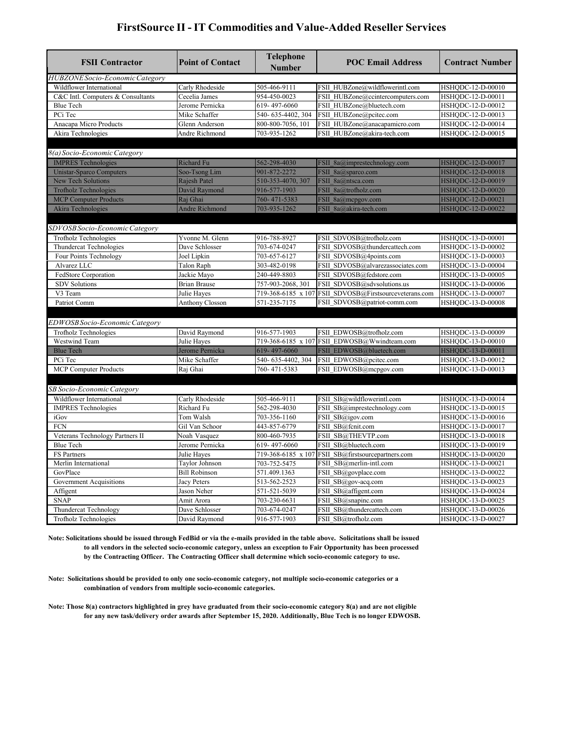# FirstSource II - IT Commodities and Value-Added Reseller Services

| FSII Contractor | Point of Contact | Telephone Number | POC Email Address | Contract Number |
|---|---|---|---|---|
| *HUBZONE Socio-Economic Category* | | | | |
| Wildflower International | Carly Rhodeside | 505-466-9111 | FSII_HUBZone@wildflowerintl.com | HSHQDC-12-D-00010 |
| C&C Intl. Computers & Consultants | Cecelia James | 954-450-0023 | FSII_HUBZone@ccintercomputers.com | HSHQDC-12-D-00011 |
| Blue Tech | Jerome Pernicka | 619- 497-6060 | FSII_HUBZone@bluetech.com | HSHQDC-12-D-00012 |
| PCi Tec | Mike Schaffer | 540- 635-4402, 304 | FSII_HUBZone@pcitec.com | HSHQDC-12-D-00013 |
| Anacapa Micro Products | Glenn Anderson | 800-800-7056, 101 | FSII_HUBZone@anacapamicro.com | HSHQDC-12-D-00014 |
| Akira Technologies | Andre Richmond | 703-935-1262 | FSII_HUBZone@akira-tech.com | HSHQDC-12-D-00015 |
| *8(a) Socio-Economic Category* | | | | |
| IMPRES Technologies | Richard Fu | 562-298-4030 | FSII_8a@imprestechnology.com | HSHQDC-12-D-00017 |
| Unistar-Sparco Computers | Soo-Tsong Lim | 901-872-2272 | FSII_8a@sparco.com | HSHQDC-12-D-00018 |
| New Tech Solutions | Rajesh Patel | 510-353-4070, 307 | FSII_8a@ntsca.com | HSHQDC-12-D-00019 |
| Trofholz Technologies | David Raymond | 916-577-1903 | FSII_8a@trofholz.com | HSHQDC-12-D-00020 |
| MCP Computer Products | Raj Ghai | 760- 471-5383 | FSII_8a@mcpgov.com | HSHQDC-12-D-00021 |
| Akira Technologies | Andre Richmond | 703-935-1262 | FSII_8a@akira-tech.com | HSHQDC-12-D-00022 |
| *SDVOSB Socio-Economic Category* | | | | |
| Trofholz Technologies | Yvonne M. Glenn | 916-788-8927 | FSII_SDVOSB@trofholz.com | HSHQDC-13-D-00001 |
| Thundercat Technologies | Dave Schlosser | 703-674-0247 | FSII_SDVOSB@thundercattech.com | HSHQDC-13-D-00002 |
| Four Points Technology | Joel Lipkin | 703-657-6127 | FSII_SDVOSB@4points.com | HSHQDC-13-D-00003 |
| Alvarez LLC | Talon Raph | 303-482-0198 | FSII_SDVOSB@alvarezassociates.com | HSHQDC-13-D-00004 |
| FedStore Corporation | Jackie Mayo | 240-449-8803 | FSII_SDVOSB@fedstore.com | HSHQDC-13-D-00005 |
| SDV Solutions | Brian Brause | 757-903-2068, 301 | FSII_SDVOSB@sdvsolutions.us | HSHQDC-13-D-00006 |
| V3 Team | Julie Hayes | 719-368-6185 x 107 | FSII_SDVOSB@Firstsourceveterans.com | HSHQDC-13-D-00007 |
| Patriot Comm | Anthony Closson | 571-235-7175 | FSII_SDVOSB@patriot-comm.com | HSHQDC-13-D-00008 |
| *EDWOSB Socio-Economic Category* | | | | |
| Trofholz Technologies | David Raymond | 916-577-1903 | FSII_EDWOSB@trofholz.com | HSHQDC-13-D-00009 |
| Westwind Team | Julie Hayes | 719-368-6185 x 107 | FSII_EDWOSB@Wwindteam.com | HSHQDC-13-D-00010 |
| Blue Tech | Jerome Pernicka | 619- 497-6060 | FSII_EDWOSB@bluetech.com | HSHQDC-13-D-00011 |
| PCi Tec | Mike Schaffer | 540- 635-4402, 304 | FSII_EDWOSB@pcitec.com | HSHQDC-13-D-00012 |
| MCP Computer Products | Raj Ghai | 760- 471-5383 | FSII_EDWOSB@mcpgov.com | HSHQDC-13-D-00013 |
| *SB Socio-Economic Category* | | | | |
| Wildflower International | Carly Rhodeside | 505-466-9111 | FSII_SB@wildflowerintl.com | HSHQDC-13-D-00014 |
| IMPRES Technologies | Richard Fu | 562-298-4030 | FSII_SB@imprestechnology.com | HSHQDC-13-D-00015 |
| iGov | Tom Walsh | 703-356-1160 | FSII_SB@igov.com | HSHQDC-13-D-00016 |
| FCN | Gil Van Schoor | 443-857-6779 | FSII_SB@fcnit.com | HSHQDC-13-D-00017 |
| Veterans Technology Partners II | Noah Vasquez | 800-460-7935 | FSII_SB@THEVTP.com | HSHQDC-13-D-00018 |
| Blue Tech | Jerome Pernicka | 619- 497-6060 | FSII_SB@bluetech.com | HSHQDC-13-D-00019 |
| FS Partners | Julie Hayes | 719-368-6185 x 107 | FSII_SB@firstsourcepartners.com | HSHQDC-13-D-00020 |
| Merlin International | Taylor Johnson | 703-752-5475 | FSII_SB@merlin-intl.com | HSHQDC-13-D-00021 |
| GovPlace | Bill Robinson | 571.409.1363 | FSII_SB@govplace.com | HSHQDC-13-D-00022 |
| Government Acquisitions | Jacy Peters | 513-562-2523 | FSII_SB@gov-acq.com | HSHQDC-13-D-00023 |
| Affigent | Jason Neher | 571-521-5039 | FSII_SB@affigent.com | HSHQDC-13-D-00024 |
| SNAP | Amit Arora | 703-230-6631 | FSII_SB@snapinc.com | HSHQDC-13-D-00025 |
| Thundercat Technology | Dave Schlosser | 703-674-0247 | FSII_SB@thundercattech.com | HSHQDC-13-D-00026 |
| Trofholz Technologies | David Raymond | 916-577-1903 | FSII_SB@trofholz.com | HSHQDC-13-D-00027 |

**Note: Solicitations should be issued through FedBid or via the e-mails provided in the table above. Solicitations shall be issued to all vendors in the selected socio-economic category, unless an exception to Fair Opportunity has been processed by the Contracting Officer. The Contracting Officer shall determine which socio-economic category to use.**

**Note: Solicitations should be provided to only one socio-economic category, not multiple socio-economic categories or a combination of vendors from multiple socio-economic categories.**

**Note: Those 8(a) contractors highlighted in grey have graduated from their socio-economic category 8(a) and are not eligible for any new task/delivery order awards after September 15, 2020. Additionally, Blue Tech is no longer EDWOSB.**